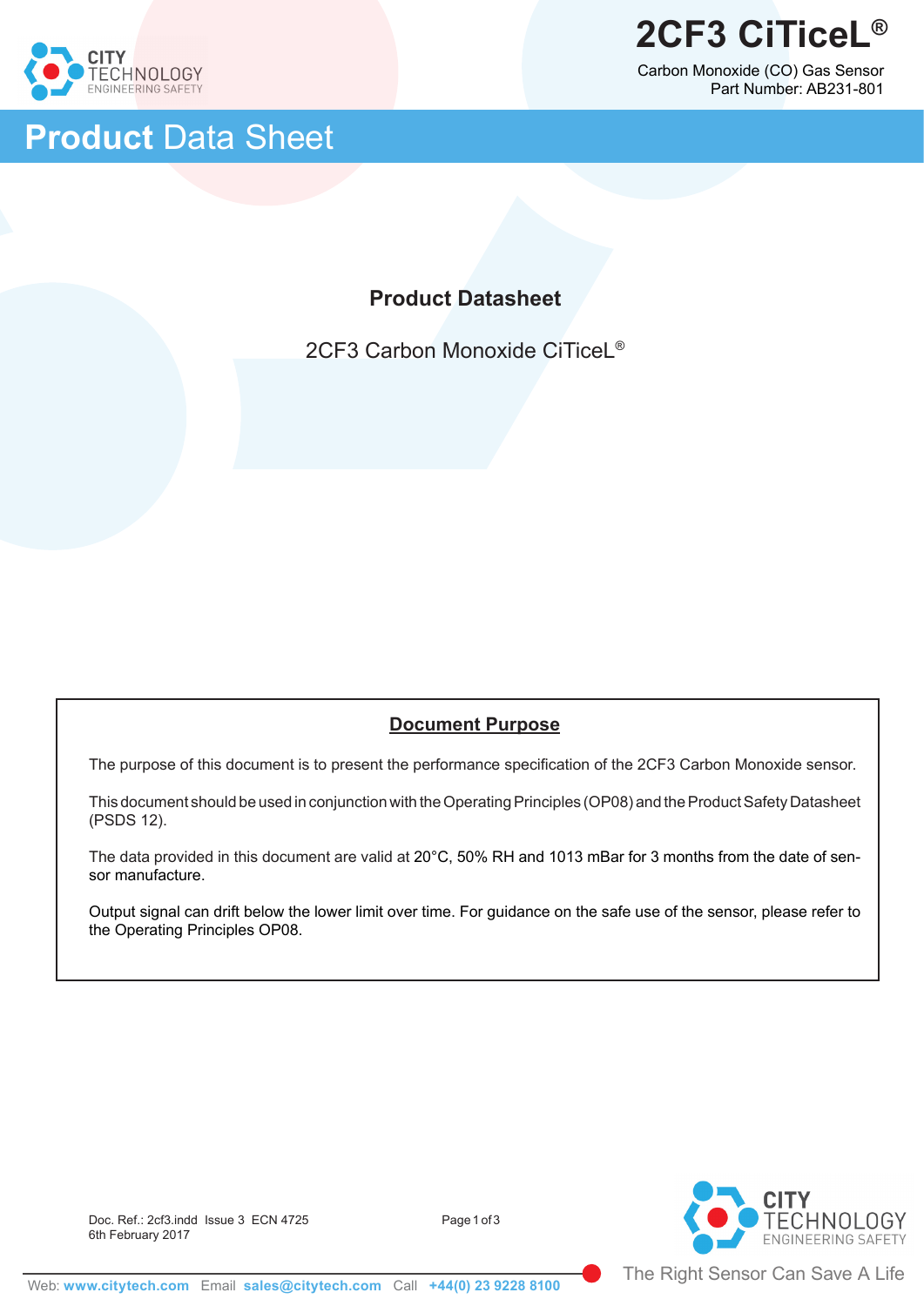# 2CF3 CiTiceL®

Carbon Monoxide (CO) Gas Sensor
Part Number: AB231-801

## Product Data Sheet

### Product Datasheet

2CF3 Carbon Monoxide CiTiceL®

**Document Purpose**

The purpose of this document is to present the performance specification of the 2CF3 Carbon Monoxide sensor.

This document should be used in conjunction with the Operating Principles (OP08) and the Product Safety Datasheet (PSDS 12).

The data provided in this document are valid at 20°C, 50% RH and 1013 mBar for 3 months from the date of sensor manufacture.

Output signal can drift below the lower limit over time. For guidance on the safe use of the sensor, please refer to the Operating Principles OP08.

Doc. Ref.: 2cf3.indd Issue 3 ECN 4725
6th February 2017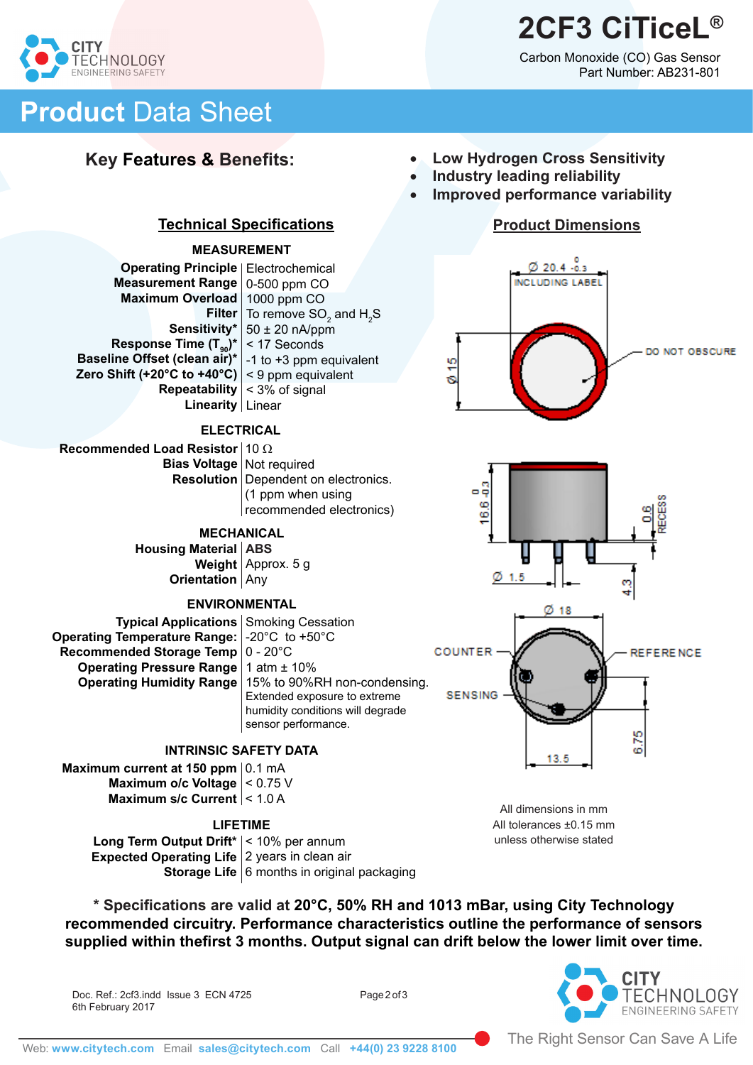# 2CF3 CiTiceL®

Carbon Monoxide (CO) Gas Sensor
Part Number: AB231-801

# Product Data Sheet

## Key Features & Benefits:

- **Low Hydrogen Cross Sensitivity**
- **Industry leading reliability**
- **Improved performance variability**

## Technical Specifications

### MEASUREMENT

| | |
|---|---|
| **Operating Principle** | Electrochemical |
| **Measurement Range** | 0-500 ppm CO |
| **Maximum Overload** | 1000 ppm CO |
| **Filter** | To remove $SO_2$ and $H_2S$ |
| **Sensitivity*** | 50 ± 20 nA/ppm |
| **Response Time ($T_{90}$)*** | < 17 Seconds |
| **Baseline Offset (clean air)*** | -1 to +3 ppm equivalent |
| **Zero Shift (+20°C to +40°C)** | < 9 ppm equivalent |
| **Repeatability** | < 3% of signal |
| **Linearity** | Linear |

### ELECTRICAL

| | |
|---|---|
| **Recommended Load Resistor** | 10 Ω |
| **Bias Voltage** | Not required |
| **Resolution** | Dependent on electronics. (1 ppm when using recommended electronics) |

### MECHANICAL

| | |
|---|---|
| **Housing Material** | **ABS** |
| **Weight** | Approx. 5 g |
| **Orientation** | Any |

### ENVIRONMENTAL

| | |
|---|---|
| **Typical Applications** | Smoking Cessation |
| **Operating Temperature Range:** | -20°C to +50°C |
| **Recommended Storage Temp** | 0 - 20°C |
| **Operating Pressure Range** | 1 atm ± 10% |
| **Operating Humidity Range** | 15% to 90%RH non-condensing. Extended exposure to extreme humidity conditions will degrade sensor performance. |

### INTRINSIC SAFETY DATA

| | |
|---|---|
| **Maximum current at 150 ppm** | 0.1 mA |
| **Maximum o/c Voltage** | < 0.75 V |
| **Maximum s/c Current** | < 1.0 A |

### LIFETIME

| | |
|---|---|
| **Long Term Output Drift*** | < 10% per annum |
| **Expected Operating Life** | 2 years in clean air |
| **Storage Life** | 6 months in original packaging |

## Product Dimensions

Ø 20.4 $^{0}_{-0.3}$ INCLUDING LABEL
Ø 15
DO NOT OBSCURE
16.6 $^{0}_{-0.3}$
0.6 RECESS
Ø 1.5
4.3
Ø 18
COUNTER
REFERENCE
SENSING
13.5
6.75

All dimensions in mm
All tolerances ±0.15 mm
unless otherwise stated

**\* Specifications are valid at 20°C, 50% RH and 1013 mBar, using City Technology recommended circuitry. Performance characteristics outline the performance of sensors supplied within thefirst 3 months. Output signal can drift below the lower limit over time.**

Doc. Ref.: 2cf3.indd Issue 3 ECN 4725
6th February 2017

CITY TECHNOLOGY ENGINEERING SAFETY

Web: **www.citytech.com** Email **sales@citytech.com** Call **+44(0) 23 9228 8100**

The Right Sensor Can Save A Life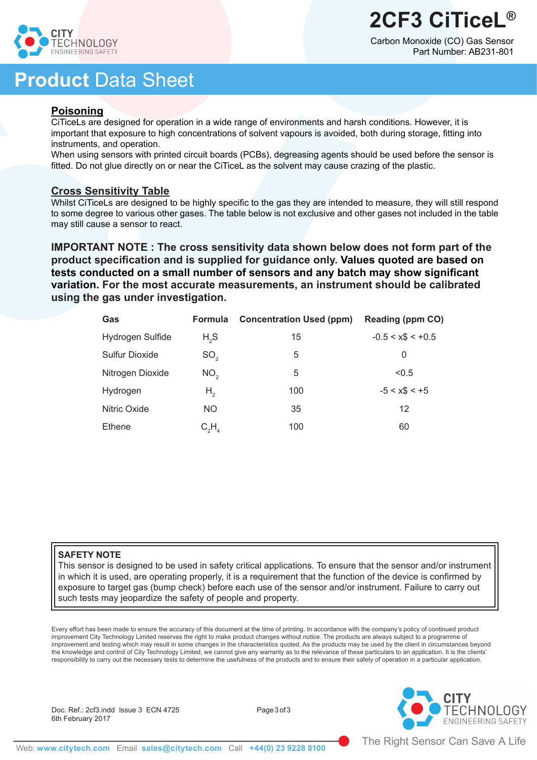# 2CF3 CiTiceL®

Carbon Monoxide (CO) Gas Sensor
Part Number: AB231-801

## Product Data Sheet

### Poisoning

CiTiceLs are designed for operation in a wide range of environments and harsh conditions. However, it is important that exposure to high concentrations of solvent vapours is avoided, both during storage, fitting into instruments, and operation.
When using sensors with printed circuit boards (PCBs), degreasing agents should be used before the sensor is fitted. Do not glue directly on or near the CiTiceL as the solvent may cause crazing of the plastic.

### Cross Sensitivity Table

Whilst CiTiceLs are designed to be highly specific to the gas they are intended to measure, they will still respond to some degree to various other gases. The table below is not exclusive and other gases not included in the table may still cause a sensor to react.

**IMPORTANT NOTE : The cross sensitivity data shown below does not form part of the product specification and is supplied for guidance only. Values quoted are based on tests conducted on a small number of sensors and any batch may show significant variation. For the most accurate measurements, an instrument should be calibrated using the gas under investigation.**

| Gas | Formula | Concentration Used (ppm) | Reading (ppm CO) |
|---|---|---|---|
| Hydrogen Sulfide | $H_2S$ | 15 | -0.5 < x$ < +0.5 |
| Sulfur Dioxide | $SO_2$ | 5 | 0 |
| Nitrogen Dioxide | $NO_2$ | 5 | <0.5 |
| Hydrogen | $H_2$ | 100 | -5 < x$ < +5 |
| Nitric Oxide | NO | 35 | 12 |
| Ethene | $C_2H_4$ | 100 | 60 |

**SAFETY NOTE**
This sensor is designed to be used in safety critical applications. To ensure that the sensor and/or instrument in which it is used, are operating properly, it is a requirement that the function of the device is confirmed by exposure to target gas (bump check) before each use of the sensor and/or instrument. Failure to carry out such tests may jeopardize the safety of people and property.

Every effort has been made to ensure the accuracy of this document at the time of printing. In accordance with the company's policy of continued product improvement City Technology Limited reserves the right to make product changes without notice. The products are always subject to a programme of improvement and testing which may result in some changes in the characteristics quoted. As the products may be used by the client in circumstances beyond the knowledge and control of City Technology Limited, we cannot give any warranty as to the relevance of these particulars to an application. It is the clients' responsibility to carry out the necessary tests to determine the usefulness of the products and to ensure their safety of operation in a particular application.

Doc. Ref.: 2cf3.indd Issue 3 ECN 4725
6th February 2017

CITY TECHNOLOGY ENGINEERING SAFETY

The Right Sensor Can Save A Life

Web: **www.citytech.com** Email **sales@citytech.com** Call **+44(0) 23 9228 8100**